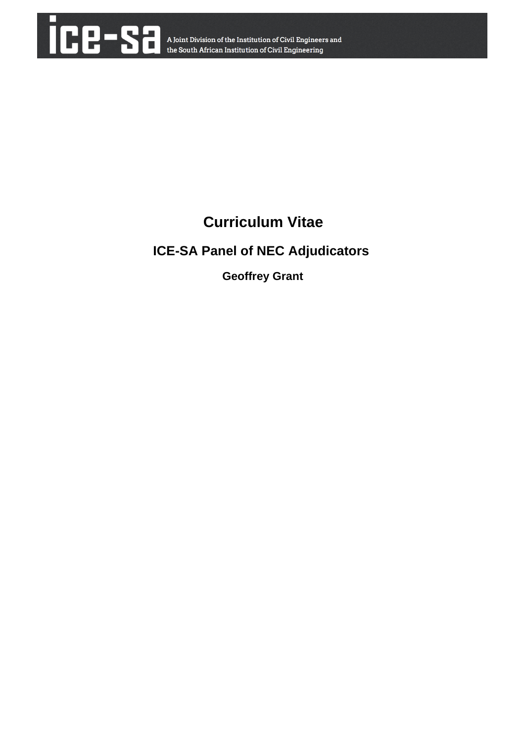ice-sa A Joint Division of the Institution of Civil Engineers and the South African Institution of Civil Engineering

# Curriculum Vitae

## ICE-SA Panel of NEC Adjudicators

### Geoffrey Grant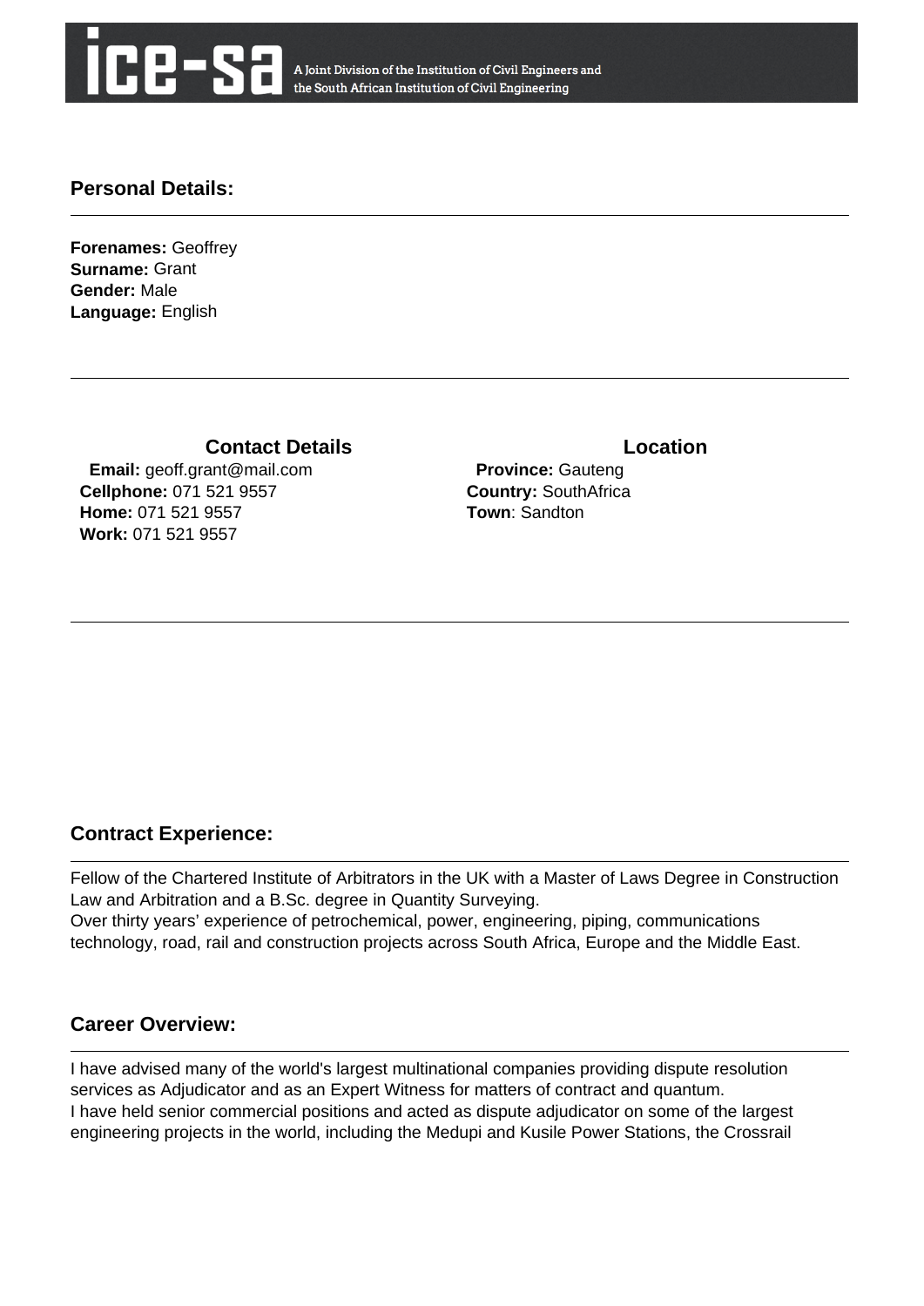ice-sa A Joint Division of the Institution of Civil Engineers and the South African Institution of Civil Engineering

## Personal Details:

**Forenames:** Geoffrey
**Surname:** Grant
**Gender:** Male
**Language:** English

### Contact Details

**Email:** geoff.grant@mail.com
**Cellphone:** 071 521 9557
**Home:** 071 521 9557
**Work:** 071 521 9557

### Location

**Province:** Gauteng
**Country:** SouthAfrica
**Town**: Sandton

## Contract Experience:

Fellow of the Chartered Institute of Arbitrators in the UK with a Master of Laws Degree in Construction Law and Arbitration and a B.Sc. degree in Quantity Surveying.
Over thirty years' experience of petrochemical, power, engineering, piping, communications technology, road, rail and construction projects across South Africa, Europe and the Middle East.

## Career Overview:

I have advised many of the world's largest multinational companies providing dispute resolution services as Adjudicator and as an Expert Witness for matters of contract and quantum.
I have held senior commercial positions and acted as dispute adjudicator on some of the largest engineering projects in the world, including the Medupi and Kusile Power Stations, the Crossrail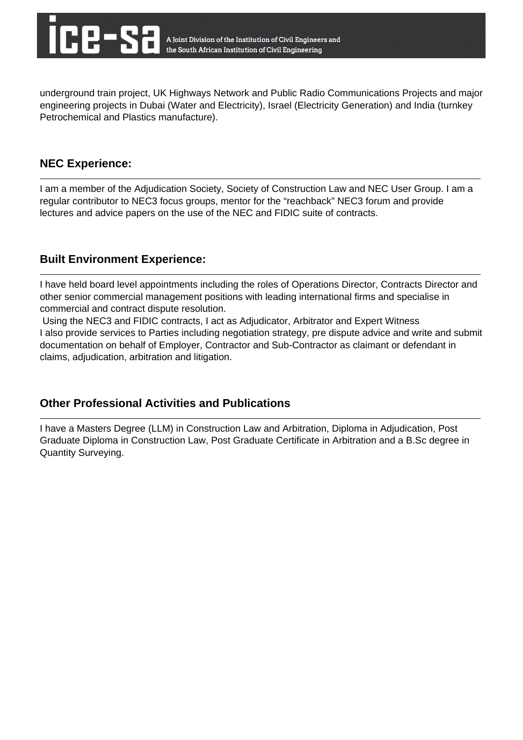underground train project, UK Highways Network and Public Radio Communications Projects and major engineering projects in Dubai (Water and Electricity), Israel (Electricity Generation) and India (turnkey Petrochemical and Plastics manufacture).

## NEC Experience:

I am a member of the Adjudication Society, Society of Construction Law and NEC User Group. I am a regular contributor to NEC3 focus groups, mentor for the "reachback" NEC3 forum and provide lectures and advice papers on the use of the NEC and FIDIC suite of contracts.

## Built Environment Experience:

I have held board level appointments including the roles of Operations Director, Contracts Director and other senior commercial management positions with leading international firms and specialise in commercial and contract dispute resolution.

Using the NEC3 and FIDIC contracts, I act as Adjudicator, Arbitrator and Expert Witness

I also provide services to Parties including negotiation strategy, pre dispute advice and write and submit documentation on behalf of Employer, Contractor and Sub-Contractor as claimant or defendant in claims, adjudication, arbitration and litigation.

## Other Professional Activities and Publications

I have a Masters Degree (LLM) in Construction Law and Arbitration, Diploma in Adjudication, Post Graduate Diploma in Construction Law, Post Graduate Certificate in Arbitration and a B.Sc degree in Quantity Surveying.